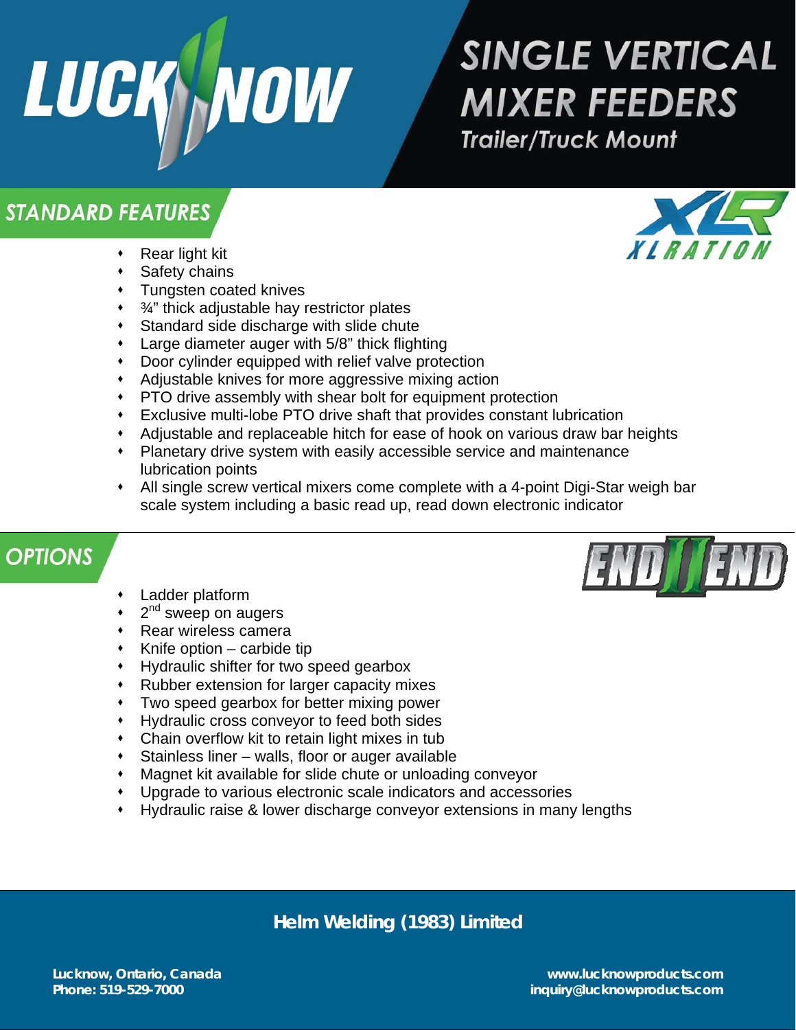LUCKNOW

# SINGLE VERTICAL MIXER FEEDERS

### Trailer/Truck Mount

## STANDARD FEATURES

XLRATION

- Rear light kit
- Safety chains
- Tungsten coated knives
- ¾" thick adjustable hay restrictor plates
- Standard side discharge with slide chute
- Large diameter auger with 5/8" thick flighting
- Door cylinder equipped with relief valve protection
- Adjustable knives for more aggressive mixing action
- PTO drive assembly with shear bolt for equipment protection
- Exclusive multi-lobe PTO drive shaft that provides constant lubrication
- Adjustable and replaceable hitch for ease of hook on various draw bar heights
- Planetary drive system with easily accessible service and maintenance lubrication points
- All single screw vertical mixers come complete with a 4-point Digi-Star weigh bar scale system including a basic read up, read down electronic indicator

## OPTIONS

END II END

- Ladder platform
- 2nd sweep on augers
- Rear wireless camera
- Knife option – carbide tip
- Hydraulic shifter for two speed gearbox
- Rubber extension for larger capacity mixes
- Two speed gearbox for better mixing power
- Hydraulic cross conveyor to feed both sides
- Chain overflow kit to retain light mixes in tub
- Stainless liner – walls, floor or auger available
- Magnet kit available for slide chute or unloading conveyor
- Upgrade to various electronic scale indicators and accessories
- Hydraulic raise & lower discharge conveyor extensions in many lengths

**Helm Welding (1983) Limited**

**Lucknow, Ontario, Canada**
**Phone: 519-529-7000**

**www.lucknowproducts.com**
**inquiry@lucknowproducts.com**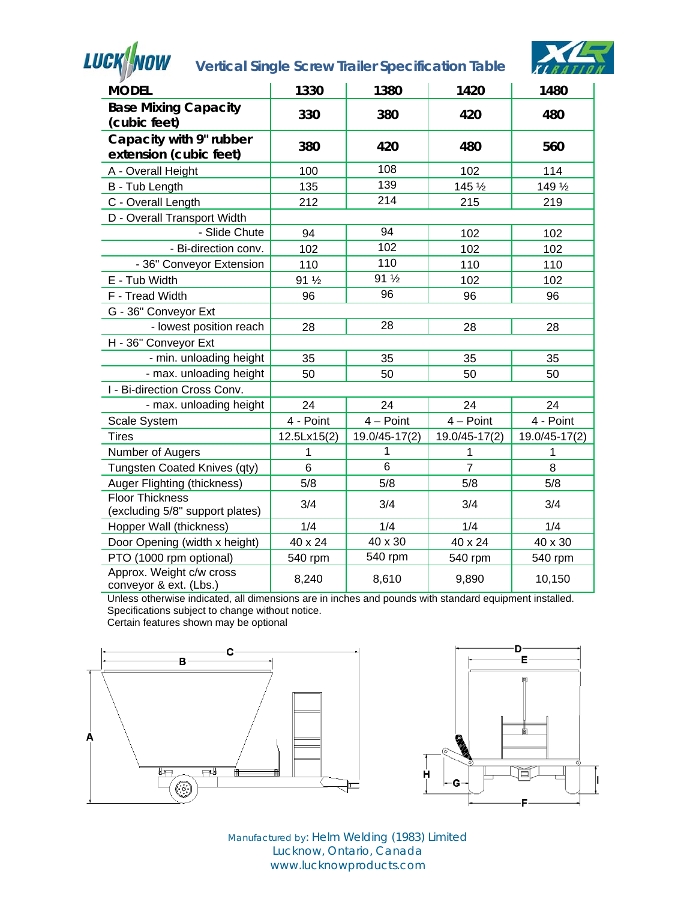# Vertical Single Screw Trailer Specification Table

| MODEL | 1330 | 1380 | 1420 | 1480 |
|---|---|---|---|---|
| **Base Mixing Capacity (cubic feet)** | **330** | **380** | **420** | **480** |
| **Capacity with 9" rubber extension (cubic feet)** | **380** | **420** | **480** | **560** |
| A - Overall Height | 100 | 108 | 102 | 114 |
| B - Tub Length | 135 | 139 | 145 ½ | 149 ½ |
| C - Overall Length | 212 | 214 | 215 | 219 |
| D - Overall Transport Width | | | | |
| - Slide Chute | 94 | 94 | 102 | 102 |
| - Bi-direction conv. | 102 | 102 | 102 | 102 |
| - 36" Conveyor Extension | 110 | 110 | 110 | 110 |
| E - Tub Width | 91 ½ | 91 ½ | 102 | 102 |
| F - Tread Width | 96 | 96 | 96 | 96 |
| G - 36" Conveyor Ext | | | | |
| - lowest position reach | 28 | 28 | 28 | 28 |
| H - 36" Conveyor Ext | | | | |
| - min. unloading height | 35 | 35 | 35 | 35 |
| - max. unloading height | 50 | 50 | 50 | 50 |
| I - Bi-direction Cross Conv. | | | | |
| - max. unloading height | 24 | 24 | 24 | 24 |
| Scale System | 4 - Point | 4 – Point | 4 – Point | 4 - Point |
| Tires | 12.5Lx15(2) | 19.0/45-17(2) | 19.0/45-17(2) | 19.0/45-17(2) |
| Number of Augers | 1 | 1 | 1 | 1 |
| Tungsten Coated Knives (qty) | 6 | 6 | 7 | 8 |
| Auger Flighting (thickness) | 5/8 | 5/8 | 5/8 | 5/8 |
| Floor Thickness (excluding 5/8" support plates) | 3/4 | 3/4 | 3/4 | 3/4 |
| Hopper Wall (thickness) | 1/4 | 1/4 | 1/4 | 1/4 |
| Door Opening (width x height) | 40 x 24 | 40 x 30 | 40 x 24 | 40 x 30 |
| PTO (1000 rpm optional) | 540 rpm | 540 rpm | 540 rpm | 540 rpm |
| Approx. Weight c/w cross conveyor & ext. (Lbs.) | 8,240 | 8,610 | 9,890 | 10,150 |

Unless otherwise indicated, all dimensions are in inches and pounds with standard equipment installed.
Specifications subject to change without notice.
Certain features shown may be optional

Manufactured by: Helm Welding (1983) Limited
Lucknow, Ontario, Canada
www.lucknowproducts.com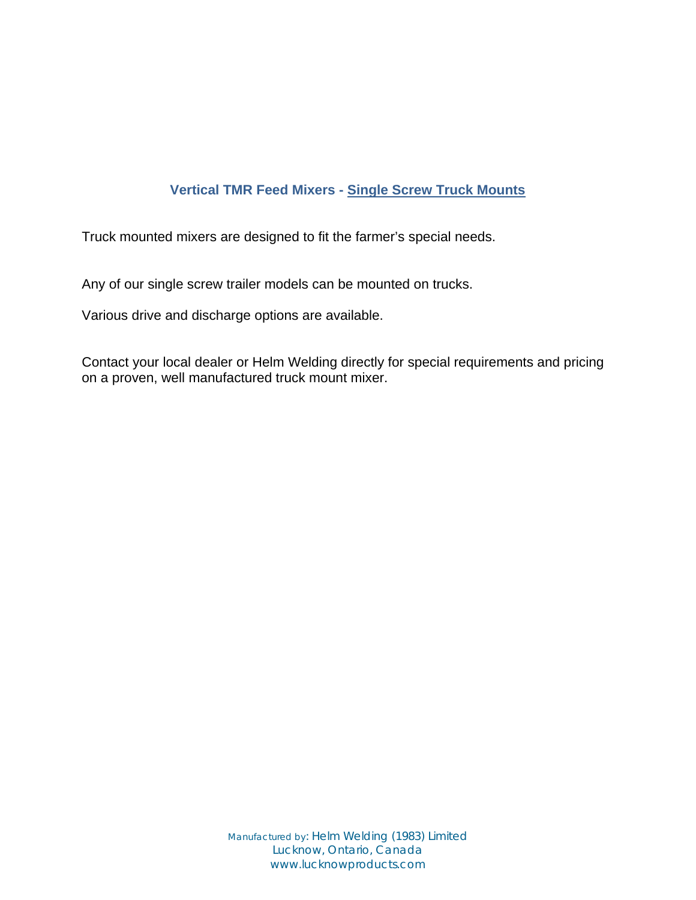### Vertical TMR Feed Mixers - Single Screw Truck Mounts

Truck mounted mixers are designed to fit the farmer's special needs.

Any of our single screw trailer models can be mounted on trucks.

Various drive and discharge options are available.

Contact your local dealer or Helm Welding directly for special requirements and pricing on a proven, well manufactured truck mount mixer.

Manufactured by: Helm Welding (1983) Limited
Lucknow, Ontario, Canada
www.lucknowproducts.com